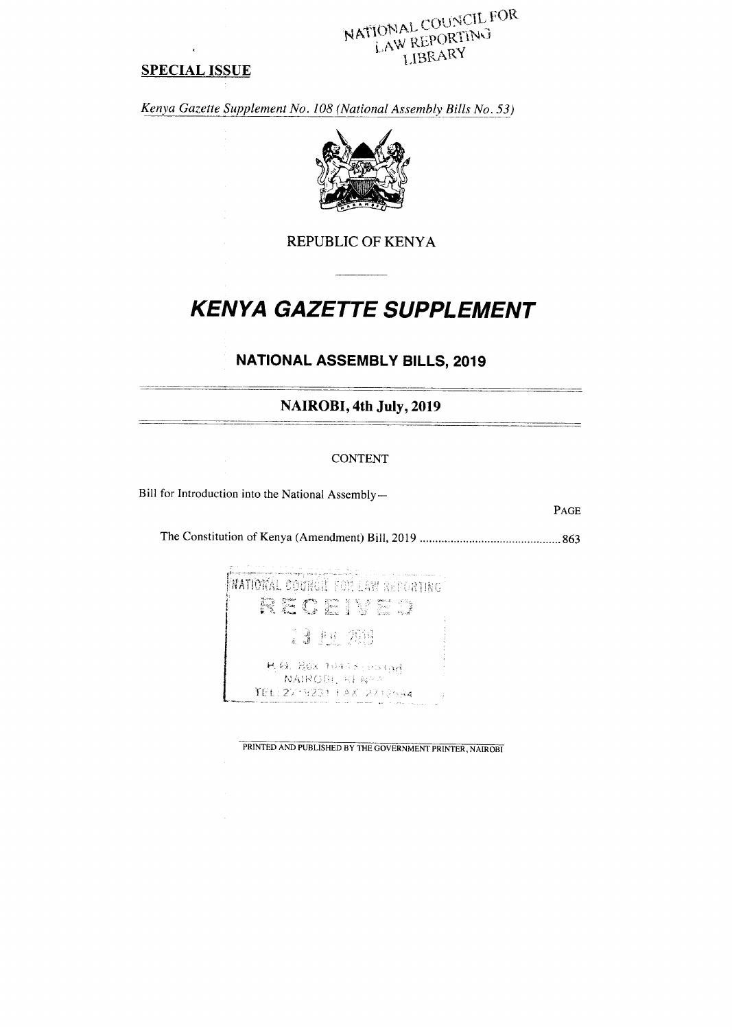**SPECIAL ISSUE**

*Kenya Gazette Supplement No. 108 (National Assembly Bills No. 53)*

REPUBLIC OF KENYA

# KENYA GAZETTE SUPPLEMENT

## NATIONAL ASSEMBLY BILLS, 2019

### NAIROBI, 4th July, 2019

CONTENT

Bill for Introduction into the National Assembly—

PAGE

The Constitution of Kenya (Amendment) Bill, 2019 .............................................. 863

PRINTED AND PUBLISHED BY THE GOVERNMENT PRINTER, NAIROBI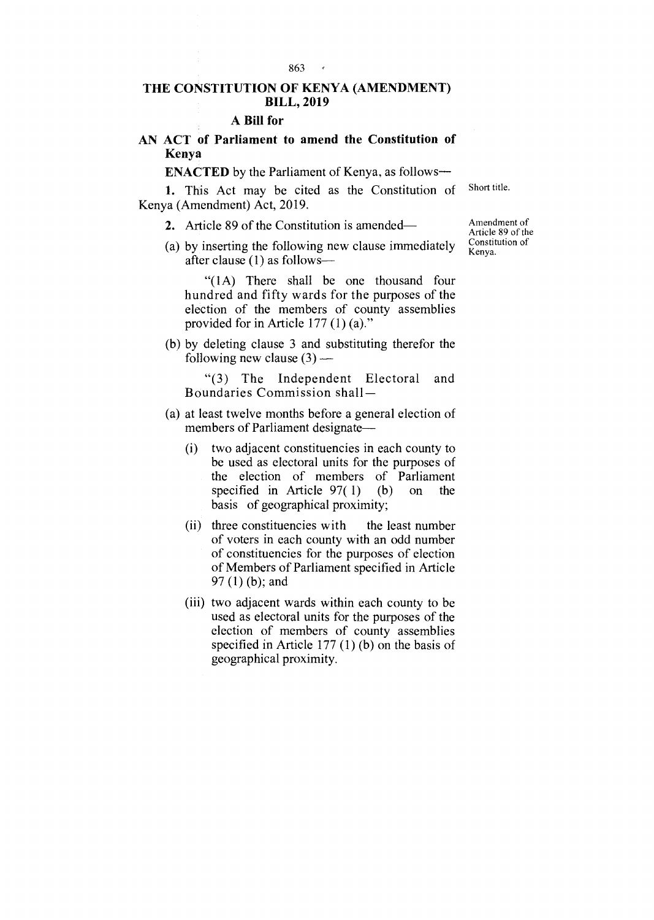# THE CONSTITUTION OF KENYA (AMENDMENT) BILL, 2019

## A Bill for

**AN ACT of Parliament to amend the Constitution of Kenya**

**ENACTED** by the Parliament of Kenya, as follows—

Short title.

**1.** This Act may be cited as the Constitution of Kenya (Amendment) Act, 2019.

Amendment of Article 89 of the Constitution of Kenya.

**2.** Article 89 of the Constitution is amended—

(a) by inserting the following new clause immediately after clause (1) as follows—

> "(1A) There shall be one thousand four hundred and fifty wards for the purposes of the election of the members of county assemblies provided for in Article 177 (1) (a)."

(b) by deleting clause 3 and substituting therefor the following new clause (3) —

> "(3) The Independent Electoral and Boundaries Commission shall—

(a) at least twelve months before a general election of members of Parliament designate—

(i) two adjacent constituencies in each county to be used as electoral units for the purposes of the election of members of Parliament specified in Article 97( 1) (b) on the basis of geographical proximity;

(ii) three constituencies with the least number of voters in each county with an odd number of constituencies for the purposes of election of Members of Parliament specified in Article 97 (1) (b); and

(iii) two adjacent wards within each county to be used as electoral units for the purposes of the election of members of county assemblies specified in Article 177 (1) (b) on the basis of geographical proximity.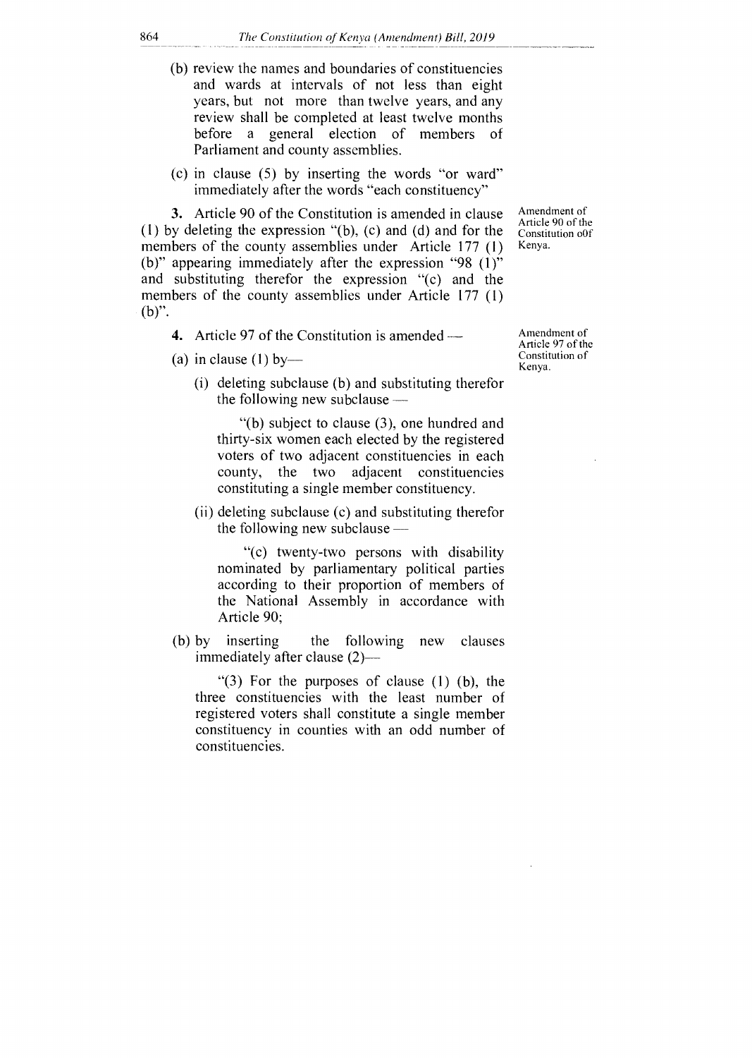(b) review the names and boundaries of constituencies and wards at intervals of not less than eight years, but not more than twelve years, and any review shall be completed at least twelve months before a general election of members of Parliament and county assemblies.

(c) in clause (5) by inserting the words "or ward" immediately after the words "each constituency"

Amendment of Article 90 of the Constitution o0f Kenya.

**3.** Article 90 of the Constitution is amended in clause (1) by deleting the expression "(b), (c) and (d) and for the members of the county assemblies under Article 177 (1) (b)" appearing immediately after the expression "98 (1)" and substituting therefor the expression "(c) and the members of the county assemblies under Article 177 (1) (b)".

Amendment of Article 97 of the Constitution of Kenya.

**4.** Article 97 of the Constitution is amended —

(a) in clause (1) by—

(i) deleting subclause (b) and substituting therefor the following new subclause —

"(b) subject to clause (3), one hundred and thirty-six women each elected by the registered voters of two adjacent constituencies in each county, the two adjacent constituencies constituting a single member constituency.

(ii) deleting subclause (c) and substituting therefor the following new subclause —

"(c) twenty-two persons with disability nominated by parliamentary political parties according to their proportion of members of the National Assembly in accordance with Article 90;

(b) by inserting the following new clauses immediately after clause (2)—

"(3) For the purposes of clause (1) (b), the three constituencies with the least number of registered voters shall constitute a single member constituency in counties with an odd number of constituencies.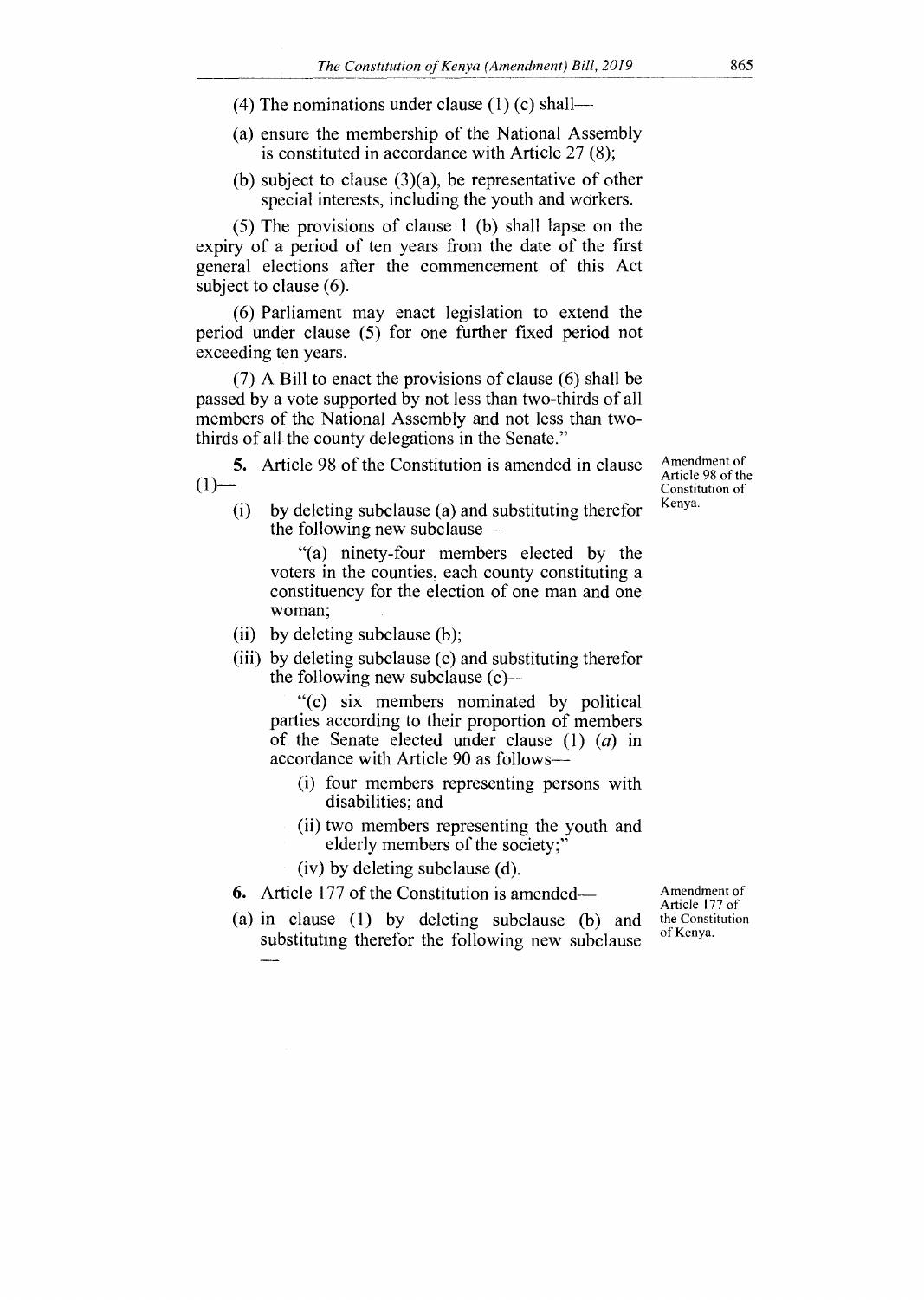(4) The nominations under clause (1) (c) shall—

(a) ensure the membership of the National Assembly is constituted in accordance with Article 27 (8);

(b) subject to clause (3)(a), be representative of other special interests, including the youth and workers.

(5) The provisions of clause 1 (b) shall lapse on the expiry of a period of ten years from the date of the first general elections after the commencement of this Act subject to clause (6).

(6) Parliament may enact legislation to extend the period under clause (5) for one further fixed period not exceeding ten years.

(7) A Bill to enact the provisions of clause (6) shall be passed by a vote supported by not less than two-thirds of all members of the National Assembly and not less than two-thirds of all the county delegations in the Senate."

Amendment of Article 98 of the Constitution of Kenya.

**5.** Article 98 of the Constitution is amended in clause (1)—

(i) by deleting subclause (a) and substituting therefor the following new subclause—

"(a) ninety-four members elected by the voters in the counties, each county constituting a constituency for the election of one man and one woman;

(ii) by deleting subclause (b);

(iii) by deleting subclause (c) and substituting therefor the following new subclause (c)—

"(c) six members nominated by political parties according to their proportion of members of the Senate elected under clause (1) *(a)* in accordance with Article 90 as follows—

(i) four members representing persons with disabilities; and

(ii) two members representing the youth and elderly members of the society;"

(iv) by deleting subclause (d).

Amendment of Article 177 of the Constitution of Kenya.

**6.** Article 177 of the Constitution is amended—

(a) in clause (1) by deleting subclause (b) and substituting therefor the following new subclause —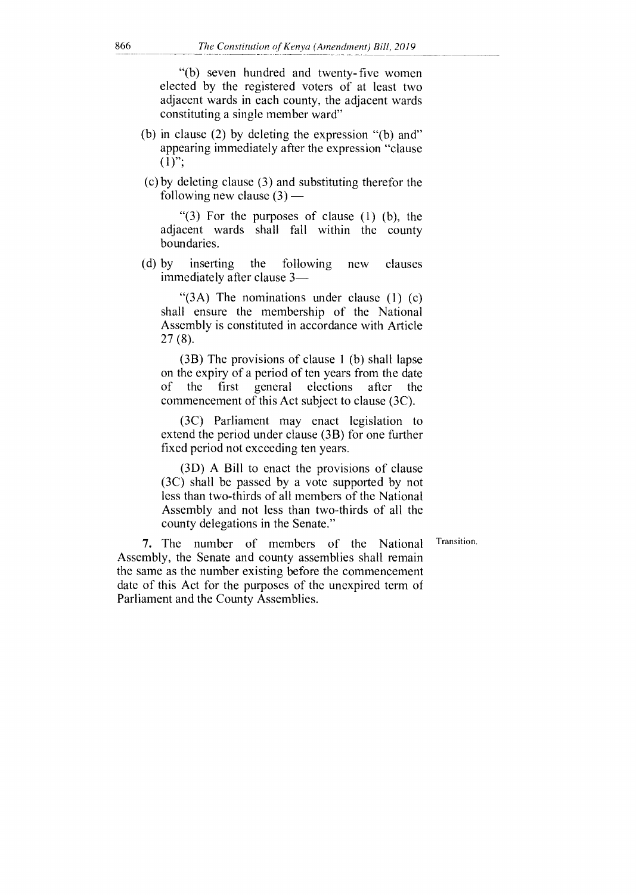"(b) seven hundred and twenty-five women elected by the registered voters of at least two adjacent wards in each county, the adjacent wards constituting a single member ward"

(b) in clause (2) by deleting the expression "(b) and" appearing immediately after the expression "clause (1)";

(c) by deleting clause (3) and substituting therefor the following new clause (3) —

"(3) For the purposes of clause (1) (b), the adjacent wards shall fall within the county boundaries.

(d) by inserting the following new clauses immediately after clause 3—

"(3A) The nominations under clause (1) (c) shall ensure the membership of the National Assembly is constituted in accordance with Article 27 (8).

(3B) The provisions of clause 1 (b) shall lapse on the expiry of a period of ten years from the date of the first general elections after the commencement of this Act subject to clause (3C).

(3C) Parliament may enact legislation to extend the period under clause (3B) for one further fixed period not exceeding ten years.

(3D) A Bill to enact the provisions of clause (3C) shall be passed by a vote supported by not less than two-thirds of all members of the National Assembly and not less than two-thirds of all the county delegations in the Senate."

Transition.

**7.** The number of members of the National Assembly, the Senate and county assemblies shall remain the same as the number existing before the commencement date of this Act for the purposes of the unexpired term of Parliament and the County Assemblies.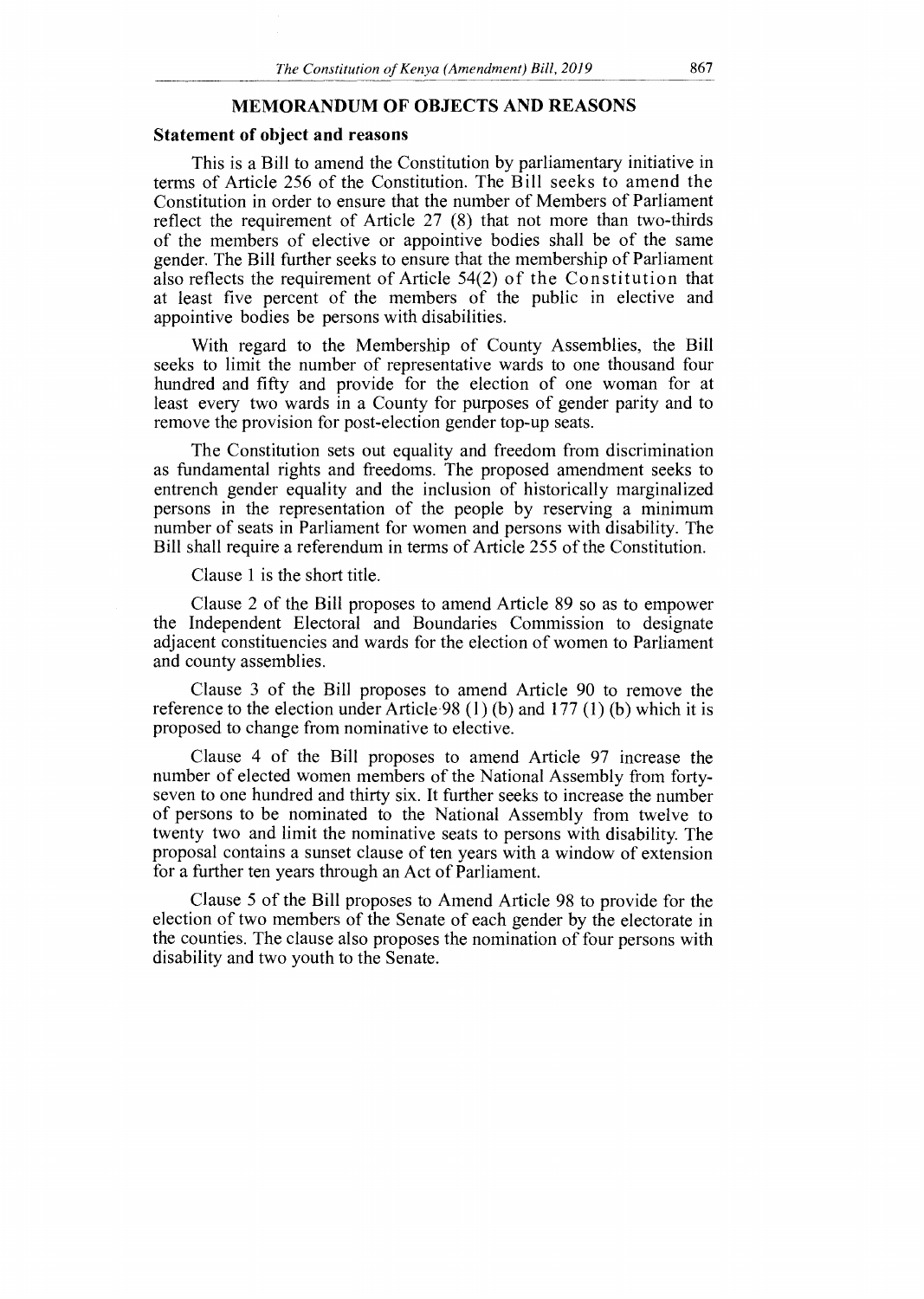## MEMORANDUM OF OBJECTS AND REASONS

### Statement of object and reasons

This is a Bill to amend the Constitution by parliamentary initiative in terms of Article 256 of the Constitution. The Bill seeks to amend the Constitution in order to ensure that the number of Members of Parliament reflect the requirement of Article 27 (8) that not more than two-thirds of the members of elective or appointive bodies shall be of the same gender. The Bill further seeks to ensure that the membership of Parliament also reflects the requirement of Article 54(2) of the Constitution that at least five percent of the members of the public in elective and appointive bodies be persons with disabilities.

With regard to the Membership of County Assemblies, the Bill seeks to limit the number of representative wards to one thousand four hundred and fifty and provide for the election of one woman for at least every two wards in a County for purposes of gender parity and to remove the provision for post-election gender top-up seats.

The Constitution sets out equality and freedom from discrimination as fundamental rights and freedoms. The proposed amendment seeks to entrench gender equality and the inclusion of historically marginalized persons in the representation of the people by reserving a minimum number of seats in Parliament for women and persons with disability. The Bill shall require a referendum in terms of Article 255 of the Constitution.

Clause 1 is the short title.

Clause 2 of the Bill proposes to amend Article 89 so as to empower the Independent Electoral and Boundaries Commission to designate adjacent constituencies and wards for the election of women to Parliament and county assemblies.

Clause 3 of the Bill proposes to amend Article 90 to remove the reference to the election under Article 98 (1) (b) and 177 (1) (b) which it is proposed to change from nominative to elective.

Clause 4 of the Bill proposes to amend Article 97 increase the number of elected women members of the National Assembly from forty-seven to one hundred and thirty six. It further seeks to increase the number of persons to be nominated to the National Assembly from twelve to twenty two and limit the nominative seats to persons with disability. The proposal contains a sunset clause of ten years with a window of extension for a further ten years through an Act of Parliament.

Clause 5 of the Bill proposes to Amend Article 98 to provide for the election of two members of the Senate of each gender by the electorate in the counties. The clause also proposes the nomination of four persons with disability and two youth to the Senate.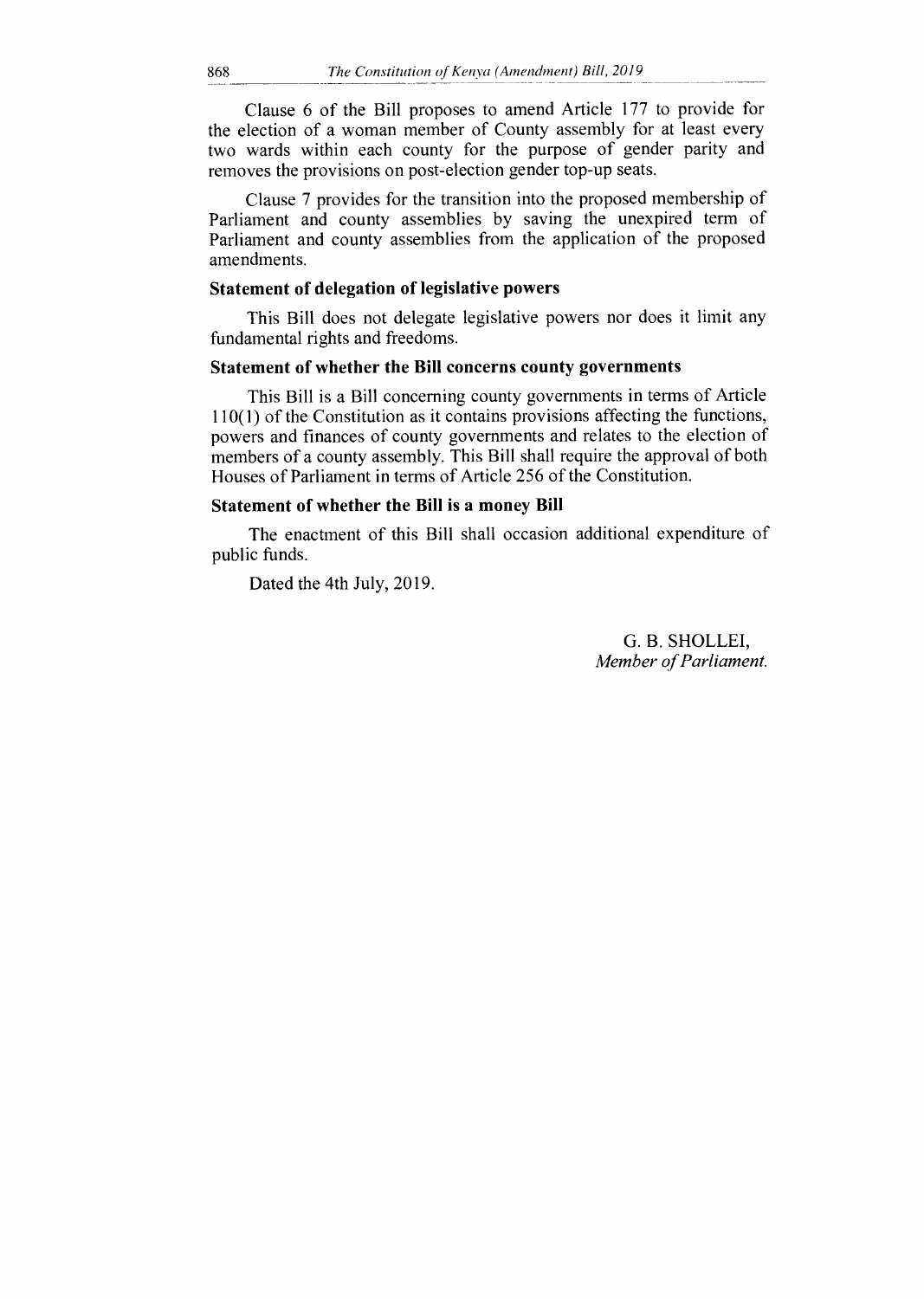Clause 6 of the Bill proposes to amend Article 177 to provide for the election of a woman member of County assembly for at least every two wards within each county for the purpose of gender parity and removes the provisions on post-election gender top-up seats.

Clause 7 provides for the transition into the proposed membership of Parliament and county assemblies by saving the unexpired term of Parliament and county assemblies from the application of the proposed amendments.

**Statement of delegation of legislative powers**

This Bill does not delegate legislative powers nor does it limit any fundamental rights and freedoms.

**Statement of whether the Bill concerns county governments**

This Bill is a Bill concerning county governments in terms of Article 110(1) of the Constitution as it contains provisions affecting the functions, powers and finances of county governments and relates to the election of members of a county assembly. This Bill shall require the approval of both Houses of Parliament in terms of Article 256 of the Constitution.

**Statement of whether the Bill is a money Bill**

The enactment of this Bill shall occasion additional expenditure of public funds.

Dated the 4th July, 2019.

G. B. SHOLLEI,
*Member of Parliament.*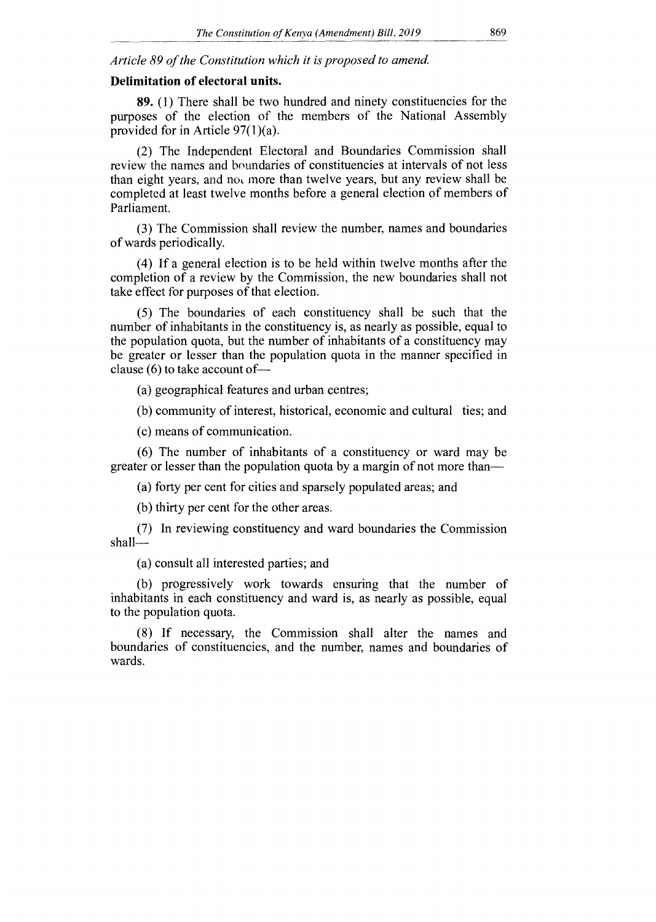*Article 89 of the Constitution which it is proposed to amend.*

**Delimitation of electoral units.**

**89.** (1) There shall be two hundred and ninety constituencies for the purposes of the election of the members of the National Assembly provided for in Article 97(1)(a).

(2) The Independent Electoral and Boundaries Commission shall review the names and boundaries of constituencies at intervals of not less than eight years, and not more than twelve years, but any review shall be completed at least twelve months before a general election of members of Parliament.

(3) The Commission shall review the number, names and boundaries of wards periodically.

(4) If a general election is to be held within twelve months after the completion of a review by the Commission, the new boundaries shall not take effect for purposes of that election.

(5) The boundaries of each constituency shall be such that the number of inhabitants in the constituency is, as nearly as possible, equal to the population quota, but the number of inhabitants of a constituency may be greater or lesser than the population quota in the manner specified in clause (6) to take account of—

(a) geographical features and urban centres;

(b) community of interest, historical, economic and cultural ties; and

(c) means of communication.

(6) The number of inhabitants of a constituency or ward may be greater or lesser than the population quota by a margin of not more than—

(a) forty per cent for cities and sparsely populated areas; and

(b) thirty per cent for the other areas.

(7) In reviewing constituency and ward boundaries the Commission shall—

(a) consult all interested parties; and

(b) progressively work towards ensuring that the number of inhabitants in each constituency and ward is, as nearly as possible, equal to the population quota.

(8) If necessary, the Commission shall alter the names and boundaries of constituencies, and the number, names and boundaries of wards.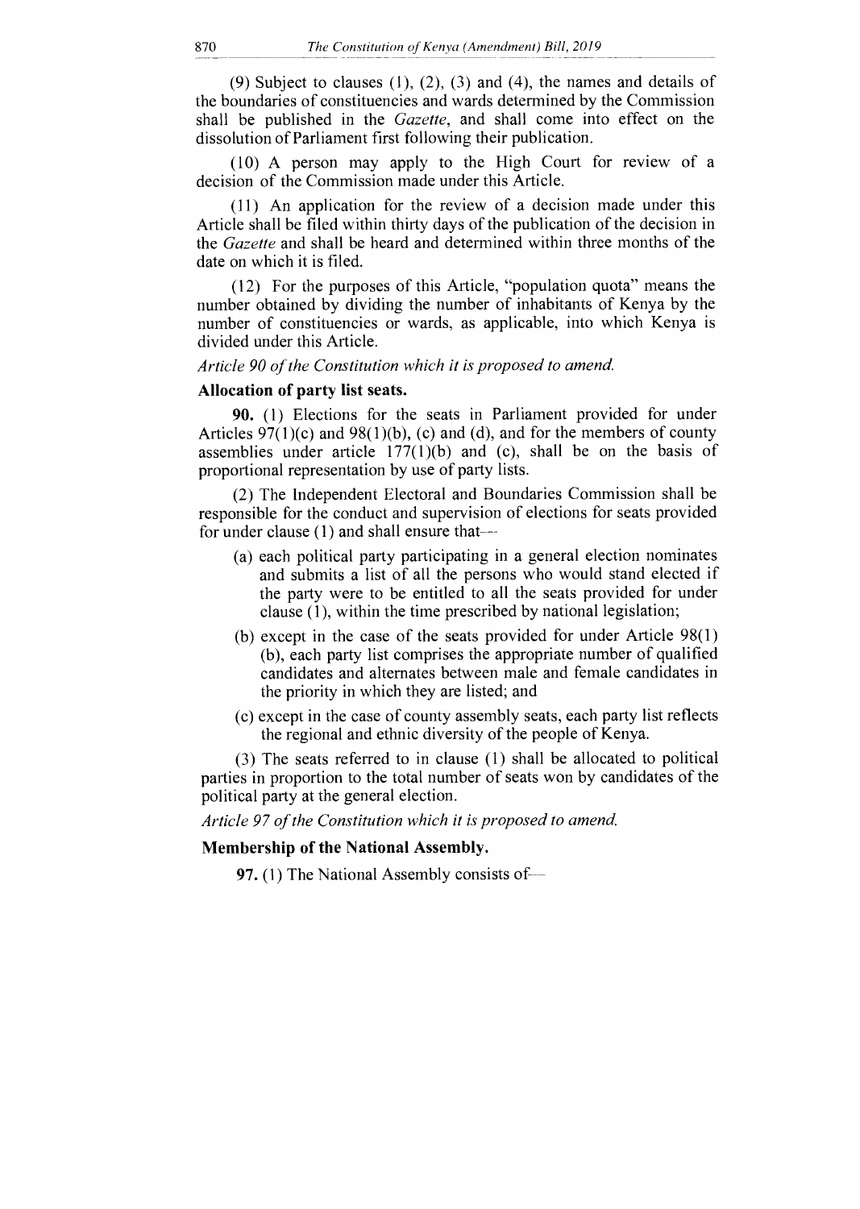(9) Subject to clauses (1), (2), (3) and (4), the names and details of the boundaries of constituencies and wards determined by the Commission shall be published in the *Gazette*, and shall come into effect on the dissolution of Parliament first following their publication.

(10) A person may apply to the High Court for review of a decision of the Commission made under this Article.

(11) An application for the review of a decision made under this Article shall be filed within thirty days of the publication of the decision in the *Gazette* and shall be heard and determined within three months of the date on which it is filed.

(12) For the purposes of this Article, "population quota" means the number obtained by dividing the number of inhabitants of Kenya by the number of constituencies or wards, as applicable, into which Kenya is divided under this Article.

*Article 90 of the Constitution which it is proposed to amend.*

**Allocation of party list seats.**

**90.** (1) Elections for the seats in Parliament provided for under Articles 97(1)(c) and 98(1)(b), (c) and (d), and for the members of county assemblies under article 177(1)(b) and (c), shall be on the basis of proportional representation by use of party lists.

(2) The Independent Electoral and Boundaries Commission shall be responsible for the conduct and supervision of elections for seats provided for under clause (1) and shall ensure that—

- (a) each political party participating in a general election nominates and submits a list of all the persons who would stand elected if the party were to be entitled to all the seats provided for under clause (1), within the time prescribed by national legislation;
- (b) except in the case of the seats provided for under Article 98(1)(b), each party list comprises the appropriate number of qualified candidates and alternates between male and female candidates in the priority in which they are listed; and
- (c) except in the case of county assembly seats, each party list reflects the regional and ethnic diversity of the people of Kenya.

(3) The seats referred to in clause (1) shall be allocated to political parties in proportion to the total number of seats won by candidates of the political party at the general election.

*Article 97 of the Constitution which it is proposed to amend.*

**Membership of the National Assembly.**

**97.** (1) The National Assembly consists of—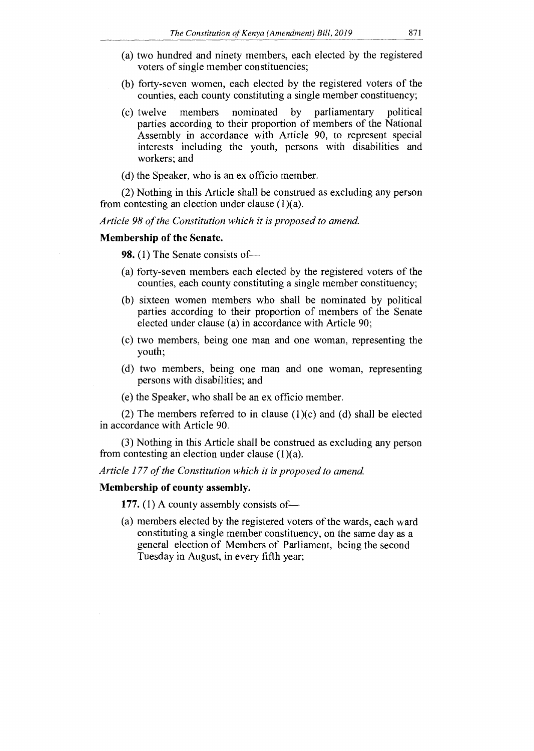(a) two hundred and ninety members, each elected by the registered voters of single member constituencies;

(b) forty-seven women, each elected by the registered voters of the counties, each county constituting a single member constituency;

(c) twelve members nominated by parliamentary political parties according to their proportion of members of the National Assembly in accordance with Article 90, to represent special interests including the youth, persons with disabilities and workers; and

(d) the Speaker, who is an ex officio member.

(2) Nothing in this Article shall be construed as excluding any person from contesting an election under clause (1)(a).

*Article 98 of the Constitution which it is proposed to amend.*

**Membership of the Senate.**

**98.** (1) The Senate consists of—

(a) forty-seven members each elected by the registered voters of the counties, each county constituting a single member constituency;

(b) sixteen women members who shall be nominated by political parties according to their proportion of members of the Senate elected under clause (a) in accordance with Article 90;

(c) two members, being one man and one woman, representing the youth;

(d) two members, being one man and one woman, representing persons with disabilities; and

(e) the Speaker, who shall be an ex officio member.

(2) The members referred to in clause (1)(c) and (d) shall be elected in accordance with Article 90.

(3) Nothing in this Article shall be construed as excluding any person from contesting an election under clause (1)(a).

*Article 177 of the Constitution which it is proposed to amend.*

**Membership of county assembly.**

**177.** (1) A county assembly consists of—

(a) members elected by the registered voters of the wards, each ward constituting a single member constituency, on the same day as a general election of Members of Parliament, being the second Tuesday in August, in every fifth year;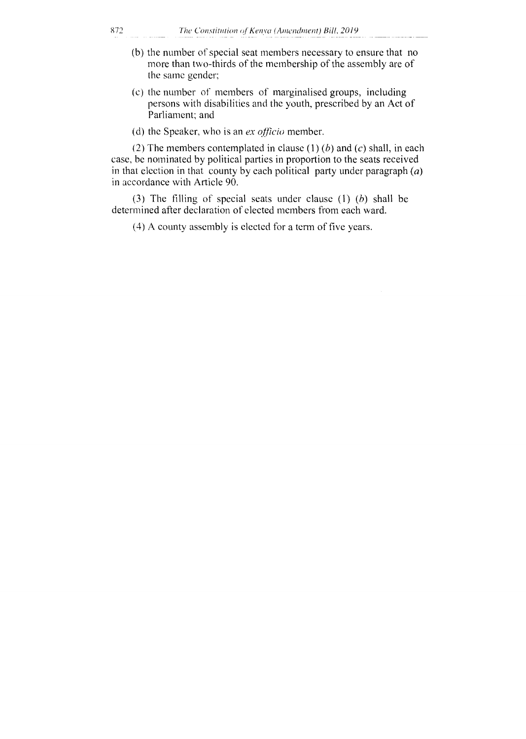(b) the number of special seat members necessary to ensure that no more than two-thirds of the membership of the assembly are of the same gender;

(c) the number of members of marginalised groups, including persons with disabilities and the youth, prescribed by an Act of Parliament; and

(d) the Speaker, who is an *ex officio* member.

(2) The members contemplated in clause (1) (*b*) and (*c*) shall, in each case, be nominated by political parties in proportion to the seats received in that election in that county by each political party under paragraph (*a*) in accordance with Article 90.

(3) The filling of special seats under clause (1) (*b*) shall be determined after declaration of elected members from each ward.

(4) A county assembly is elected for a term of five years.